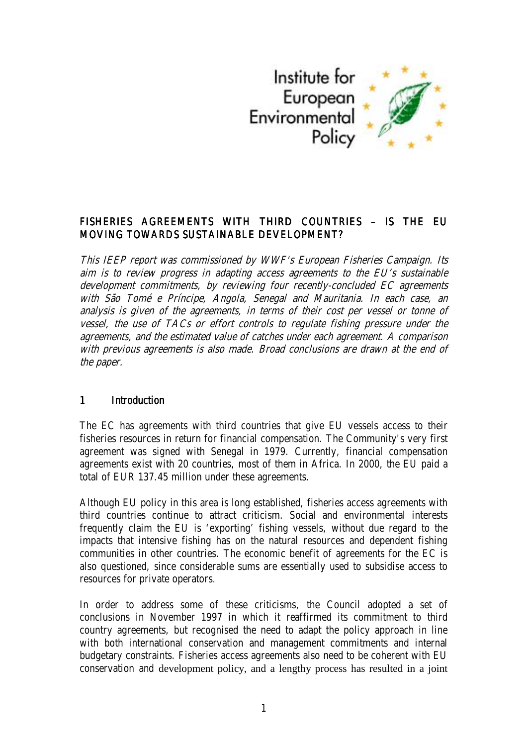# FISHERIES AGREEMENTS WITH THIRD COUNTRIES – IS THE EU MOVING TOWARDS SUSTAINABLE DEVELOPMENT?

*This IEEP report was commissioned by WWF's European Fisheries Campaign. Its aim is to review progress in adapting access agreements to the EU's sustainable development commitments, by reviewing four recently-concluded EC agreements with São Tomé e Príncipe, Angola, Senegal and Mauritania. In each case, an analysis is given of the agreements, in terms of their cost per vessel or tonne of vessel, the use of TACs or effort controls to regulate fishing pressure under the agreements, and the estimated value of catches under each agreement. A comparison with previous agreements is also made. Broad conclusions are drawn at the end of the paper.*

## 1 Introduction

The EC has agreements with third countries that give EU vessels access to their fisheries resources in return for financial compensation. The Community's very first agreement was signed with Senegal in 1979. Currently, financial compensation agreements exist with 20 countries, most of them in Africa. In 2000, the EU paid a total of EUR 137.45 million under these agreements.

Although EU policy in this area is long established, fisheries access agreements with third countries continue to attract criticism. Social and environmental interests frequently claim the EU is 'exporting' fishing vessels, without due regard to the impacts that intensive fishing has on the natural resources and dependent fishing communities in other countries. The economic benefit of agreements for the EC is also questioned, since considerable sums are essentially used to subsidise access to resources for private operators.

In order to address some of these criticisms, the Council adopted a set of conclusions in November 1997 in which it reaffirmed its commitment to third country agreements, but recognised the need to adapt the policy approach in line with both international conservation and management commitments and internal budgetary constraints. Fisheries access agreements also need to be coherent with EU conservation and development policy, and a lengthy process has resulted in a joint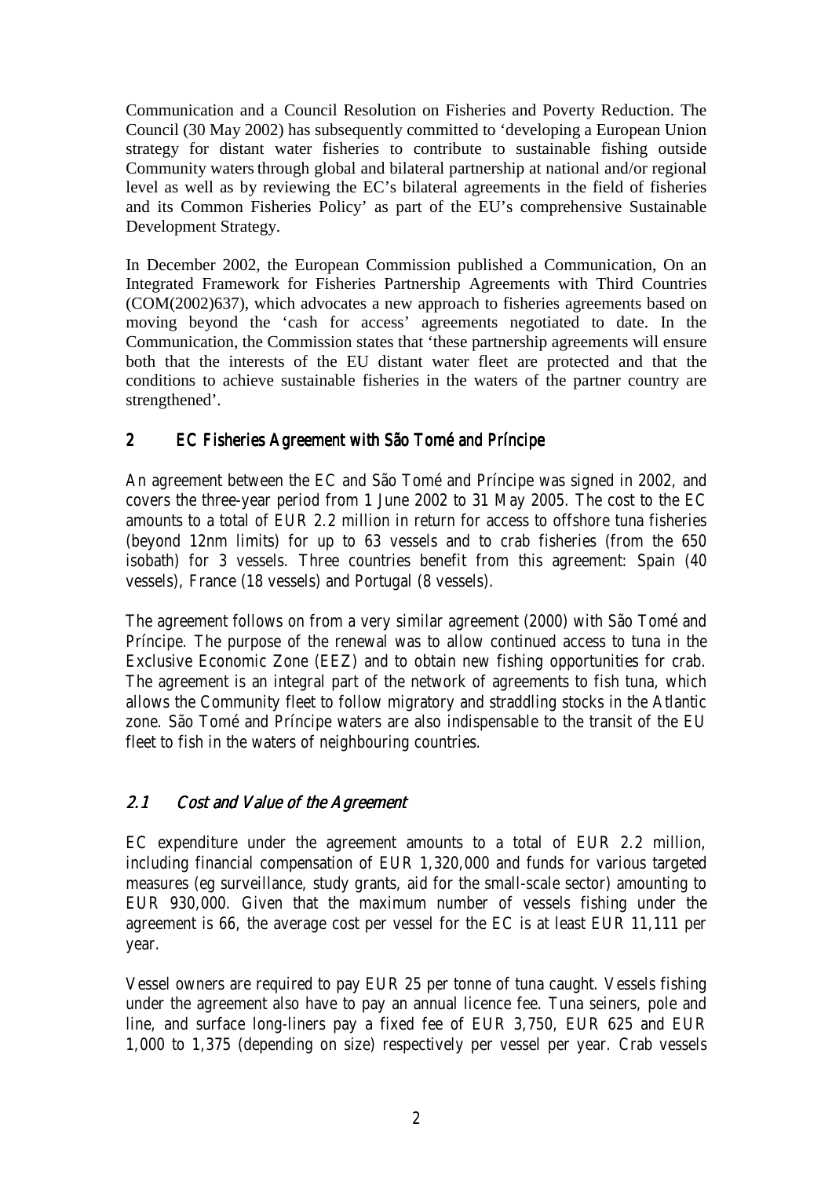Communication and a Council Resolution on Fisheries and Poverty Reduction. The Council (30 May 2002) has subsequently committed to 'developing a European Union strategy for distant water fisheries to contribute to sustainable fishing outside Community waters through global and bilateral partnership at national and/or regional level as well as by reviewing the EC's bilateral agreements in the field of fisheries and its Common Fisheries Policy' as part of the EU's comprehensive Sustainable Development Strategy.

In December 2002, the European Commission published a Communication, On an Integrated Framework for Fisheries Partnership Agreements with Third Countries (COM(2002)637), which advocates a new approach to fisheries agreements based on moving beyond the 'cash for access' agreements negotiated to date. In the Communication, the Commission states that 'these partnership agreements will ensure both that the interests of the EU distant water fleet are protected and that the conditions to achieve sustainable fisheries in the waters of the partner country are strengthened'.

## 2 EC Fisheries Agreement with São Tomé and Príncipe

An agreement between the EC and São Tomé and Príncipe was signed in 2002, and covers the three-year period from 1 June 2002 to 31 May 2005. The cost to the EC amounts to a total of EUR 2.2 million in return for access to offshore tuna fisheries (beyond 12nm limits) for up to 63 vessels and to crab fisheries (from the 650 isobath) for 3 vessels. Three countries benefit from this agreement: Spain (40 vessels), France (18 vessels) and Portugal (8 vessels).

The agreement follows on from a very similar agreement (2000) with São Tomé and Príncipe. The purpose of the renewal was to allow continued access to tuna in the Exclusive Economic Zone (EEZ) and to obtain new fishing opportunities for crab. The agreement is an integral part of the network of agreements to fish tuna, which allows the Community fleet to follow migratory and straddling stocks in the Atlantic zone. São Tomé and Príncipe waters are also indispensable to the transit of the EU fleet to fish in the waters of neighbouring countries.

### *2.1 Cost and Value of the Agreement*

EC expenditure under the agreement amounts to a total of EUR 2.2 million, including financial compensation of EUR 1,320,000 and funds for various targeted measures (eg surveillance, study grants, aid for the small-scale sector) amounting to EUR 930,000. Given that the maximum number of vessels fishing under the agreement is 66, the average cost per vessel for the EC is at least EUR 11,111 per year.

Vessel owners are required to pay EUR 25 per tonne of tuna caught. Vessels fishing under the agreement also have to pay an annual licence fee. Tuna seiners, pole and line, and surface long-liners pay a fixed fee of EUR 3,750, EUR 625 and EUR 1,000 to 1,375 (depending on size) respectively per vessel per year. Crab vessels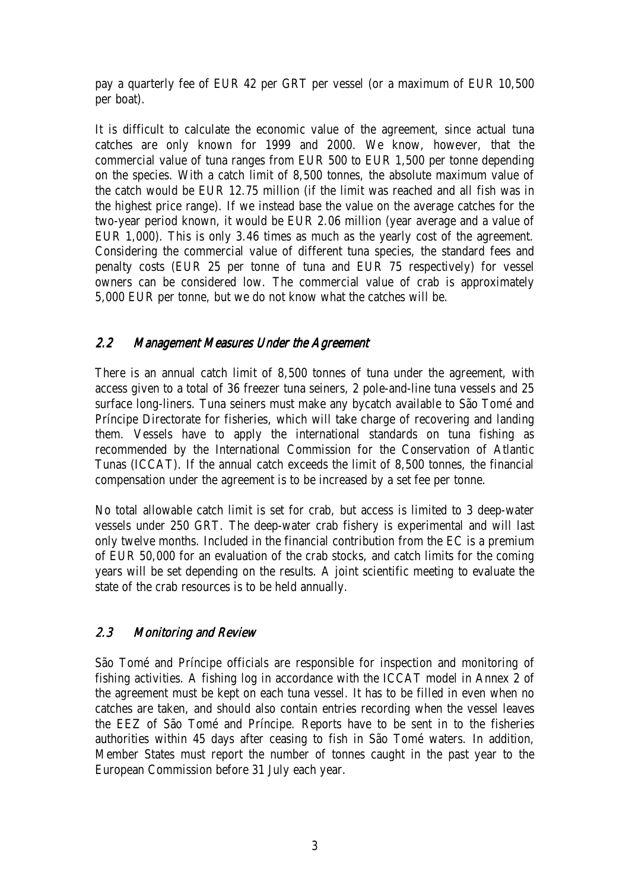pay a quarterly fee of EUR 42 per GRT per vessel (or a maximum of EUR 10,500 per boat).

It is difficult to calculate the economic value of the agreement, since actual tuna catches are only known for 1999 and 2000. We know, however, that the commercial value of tuna ranges from EUR 500 to EUR 1,500 per tonne depending on the species. With a catch limit of 8,500 tonnes, the absolute maximum value of the catch would be EUR 12.75 million (if the limit was reached and all fish was in the highest price range). If we instead base the value on the average catches for the two-year period known, it would be EUR 2.06 million (year average and a value of EUR 1,000). This is only 3.46 times as much as the yearly cost of the agreement. Considering the commercial value of different tuna species, the standard fees and penalty costs (EUR 25 per tonne of tuna and EUR 75 respectively) for vessel owners can be considered low. The commercial value of crab is approximately 5,000 EUR per tonne, but we do not know what the catches will be.

## *2.2 Management Measures Under the Agreement*

There is an annual catch limit of 8,500 tonnes of tuna under the agreement, with access given to a total of 36 freezer tuna seiners, 2 pole-and-line tuna vessels and 25 surface long-liners. Tuna seiners must make any bycatch available to São Tomé and Príncipe Directorate for fisheries, which will take charge of recovering and landing them. Vessels have to apply the international standards on tuna fishing as recommended by the International Commission for the Conservation of Atlantic Tunas (ICCAT). If the annual catch exceeds the limit of 8,500 tonnes, the financial compensation under the agreement is to be increased by a set fee per tonne.

No total allowable catch limit is set for crab, but access is limited to 3 deep-water vessels under 250 GRT. The deep-water crab fishery is experimental and will last only twelve months. Included in the financial contribution from the EC is a premium of EUR 50,000 for an evaluation of the crab stocks, and catch limits for the coming years will be set depending on the results. A joint scientific meeting to evaluate the state of the crab resources is to be held annually.

## *2.3 Monitoring and Review*

São Tomé and Príncipe officials are responsible for inspection and monitoring of fishing activities. A fishing log in accordance with the ICCAT model in Annex 2 of the agreement must be kept on each tuna vessel. It has to be filled in even when no catches are taken, and should also contain entries recording when the vessel leaves the EEZ of São Tomé and Príncipe. Reports have to be sent in to the fisheries authorities within 45 days after ceasing to fish in São Tomé waters. In addition, Member States must report the number of tonnes caught in the past year to the European Commission before 31 July each year.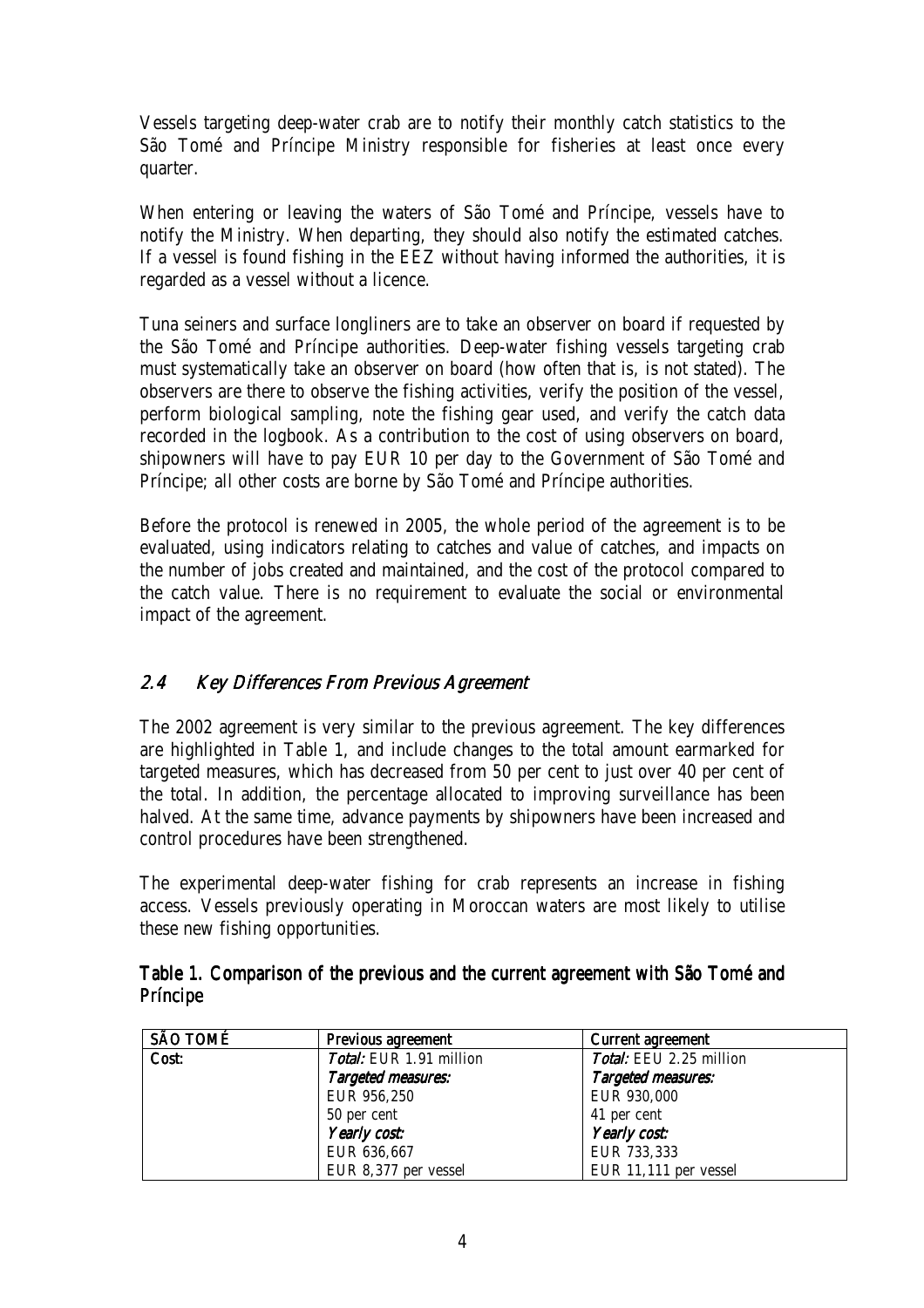Vessels targeting deep-water crab are to notify their monthly catch statistics to the São Tomé and Príncipe Ministry responsible for fisheries at least once every quarter.

When entering or leaving the waters of São Tomé and Príncipe, vessels have to notify the Ministry. When departing, they should also notify the estimated catches. If a vessel is found fishing in the EEZ without having informed the authorities, it is regarded as a vessel without a licence.

Tuna seiners and surface longliners are to take an observer on board if requested by the São Tomé and Príncipe authorities. Deep-water fishing vessels targeting crab must systematically take an observer on board (how often that is, is not stated). The observers are there to observe the fishing activities, verify the position of the vessel, perform biological sampling, note the fishing gear used, and verify the catch data recorded in the logbook. As a contribution to the cost of using observers on board, shipowners will have to pay EUR 10 per day to the Government of São Tomé and Príncipe; all other costs are borne by São Tomé and Príncipe authorities.

Before the protocol is renewed in 2005, the whole period of the agreement is to be evaluated, using indicators relating to catches and value of catches, and impacts on the number of jobs created and maintained, and the cost of the protocol compared to the catch value. There is no requirement to evaluate the social or environmental impact of the agreement.

## *2.4 Key Differences From Previous Agreement*

The 2002 agreement is very similar to the previous agreement. The key differences are highlighted in Table 1, and include changes to the total amount earmarked for targeted measures, which has decreased from 50 per cent to just over 40 per cent of the total. In addition, the percentage allocated to improving surveillance has been halved. At the same time, advance payments by shipowners have been increased and control procedures have been strengthened.

The experimental deep-water fishing for crab represents an increase in fishing access. Vessels previously operating in Moroccan waters are most likely to utilise these new fishing opportunities.

**Table 1. Comparison of the previous and the current agreement with São Tomé and Príncipe**

| SÃO TOMÉ | Previous agreement | Current agreement |
|---|---|---|
| Cost: | *Total:* EUR 1.91 million<br>*Targeted measures:*<br>EUR 956,250<br>50 per cent<br>*Yearly cost:*<br>EUR 636,667<br>EUR 8,377 per vessel | *Total:* EEU 2.25 million<br>*Targeted measures:*<br>EUR 930,000<br>41 per cent<br>*Yearly cost:*<br>EUR 733,333<br>EUR 11,111 per vessel |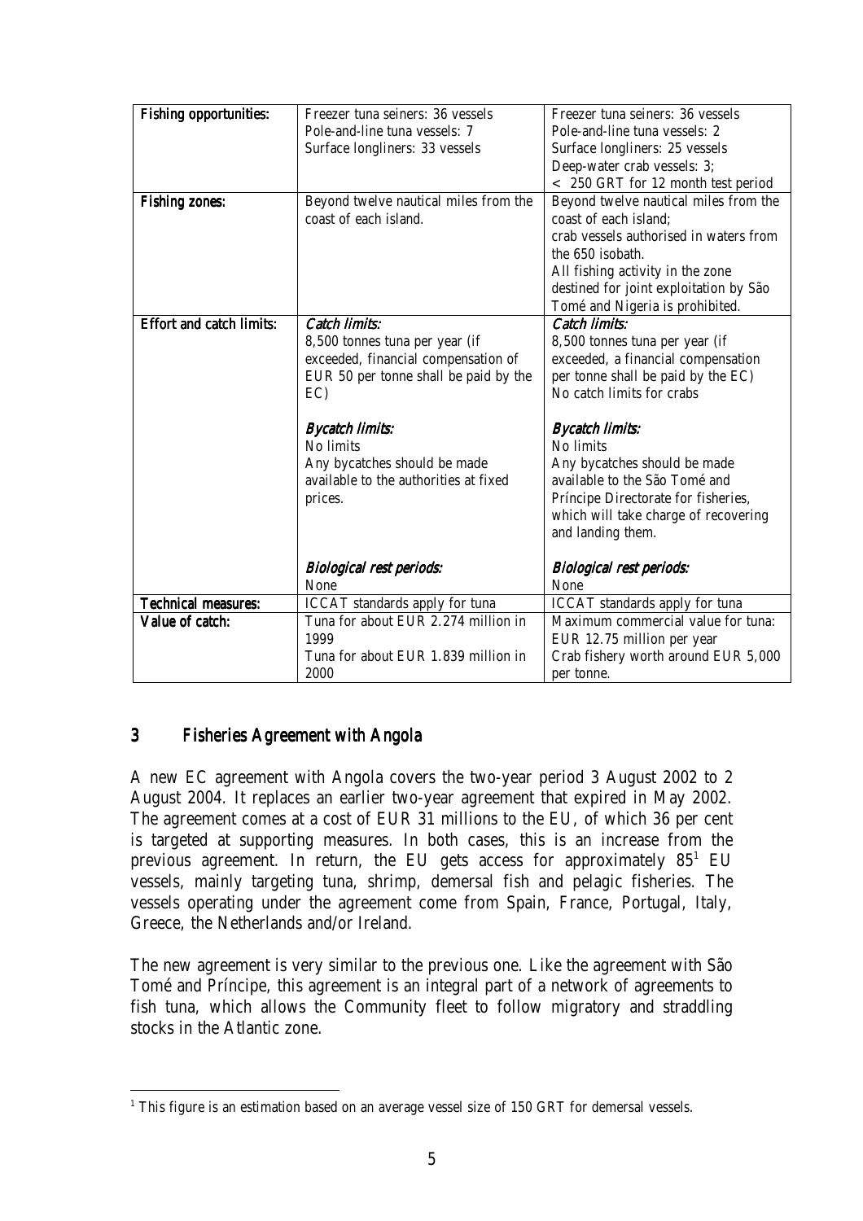| **Fishing opportunities:** | Freezer tuna seiners: 36 vessels<br>Pole-and-line tuna vessels: 7<br>Surface longliners: 33 vessels | Freezer tuna seiners: 36 vessels<br>Pole-and-line tuna vessels: 2<br>Surface longliners: 25 vessels<br>Deep-water crab vessels: 3;<br>< 250 GRT for 12 month test period |
|---|---|---|
| **Fishing zones:** | Beyond twelve nautical miles from the coast of each island. | Beyond twelve nautical miles from the coast of each island;<br>crab vessels authorised in waters from the 650 isobath.<br>All fishing activity in the zone destined for joint exploitation by São Tomé and Nigeria is prohibited. |
| **Effort and catch limits:** | *Catch limits:*<br>8,500 tonnes tuna per year (if exceeded, financial compensation of EUR 50 per tonne shall be paid by the EC)<br><br>*Bycatch limits:*<br>No limits<br>Any bycatches should be made available to the authorities at fixed prices.<br><br>*Biological rest periods:*<br>None | *Catch limits:*<br>8,500 tonnes tuna per year (if exceeded, a financial compensation per tonne shall be paid by the EC)<br>No catch limits for crabs<br><br>*Bycatch limits:*<br>No limits<br>Any bycatches should be made available to the São Tomé and Príncipe Directorate for fisheries, which will take charge of recovering and landing them.<br><br>*Biological rest periods:*<br>None |
| **Technical measures:** | ICCAT standards apply for tuna | ICCAT standards apply for tuna |
| **Value of catch:** | Tuna for about EUR 2.274 million in 1999<br>Tuna for about EUR 1.839 million in 2000 | Maximum commercial value for tuna: EUR 12.75 million per year<br>Crab fishery worth around EUR 5,000 per tonne. |

## 3 Fisheries Agreement with Angola

A new EC agreement with Angola covers the two-year period 3 August 2002 to 2 August 2004. It replaces an earlier two-year agreement that expired in May 2002. The agreement comes at a cost of EUR 31 millions to the EU, of which 36 per cent is targeted at supporting measures. In both cases, this is an increase from the previous agreement. In return, the EU gets access for approximately 85[1] EU vessels, mainly targeting tuna, shrimp, demersal fish and pelagic fisheries. The vessels operating under the agreement come from Spain, France, Portugal, Italy, Greece, the Netherlands and/or Ireland.

The new agreement is very similar to the previous one. Like the agreement with São Tomé and Príncipe, this agreement is an integral part of a network of agreements to fish tuna, which allows the Community fleet to follow migratory and straddling stocks in the Atlantic zone.

[1] This figure is an estimation based on an average vessel size of 150 GRT for demersal vessels.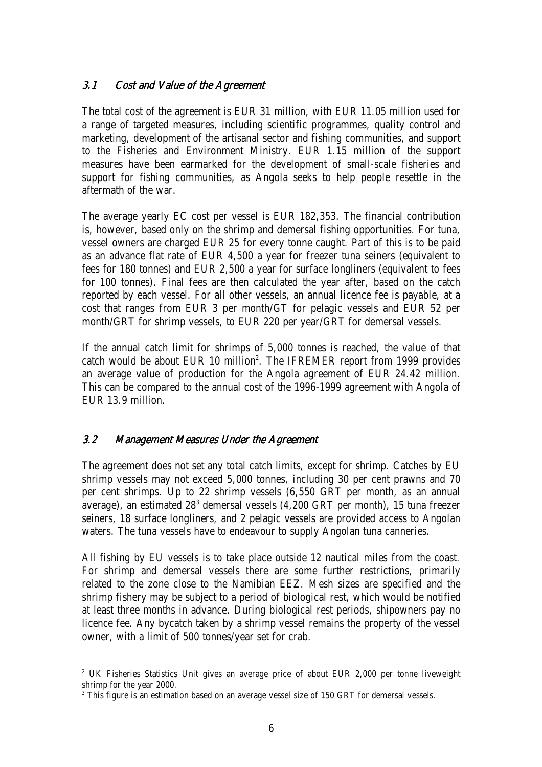### *3.1 Cost and Value of the Agreement*

The total cost of the agreement is EUR 31 million, with EUR 11.05 million used for a range of targeted measures, including scientific programmes, quality control and marketing, development of the artisanal sector and fishing communities, and support to the Fisheries and Environment Ministry. EUR 1.15 million of the support measures have been earmarked for the development of small-scale fisheries and support for fishing communities, as Angola seeks to help people resettle in the aftermath of the war.

The average yearly EC cost per vessel is EUR 182,353. The financial contribution is, however, based only on the shrimp and demersal fishing opportunities. For tuna, vessel owners are charged EUR 25 for every tonne caught. Part of this is to be paid as an advance flat rate of EUR 4,500 a year for freezer tuna seiners (equivalent to fees for 180 tonnes) and EUR 2,500 a year for surface longliners (equivalent to fees for 100 tonnes). Final fees are then calculated the year after, based on the catch reported by each vessel. For all other vessels, an annual licence fee is payable, at a cost that ranges from EUR 3 per month/GT for pelagic vessels and EUR 52 per month/GRT for shrimp vessels, to EUR 220 per year/GRT for demersal vessels.

If the annual catch limit for shrimps of 5,000 tonnes is reached, the value of that catch would be about EUR 10 million[2]. The IFREMER report from 1999 provides an average value of production for the Angola agreement of EUR 24.42 million. This can be compared to the annual cost of the 1996-1999 agreement with Angola of EUR 13.9 million.

### *3.2 Management Measures Under the Agreement*

The agreement does not set any total catch limits, except for shrimp. Catches by EU shrimp vessels may not exceed 5,000 tonnes, including 30 per cent prawns and 70 per cent shrimps. Up to 22 shrimp vessels (6,550 GRT per month, as an annual average), an estimated 28[3] demersal vessels (4,200 GRT per month), 15 tuna freezer seiners, 18 surface longliners, and 2 pelagic vessels are provided access to Angolan waters. The tuna vessels have to endeavour to supply Angolan tuna canneries.

All fishing by EU vessels is to take place outside 12 nautical miles from the coast. For shrimp and demersal vessels there are some further restrictions, primarily related to the zone close to the Namibian EEZ. Mesh sizes are specified and the shrimp fishery may be subject to a period of biological rest, which would be notified at least three months in advance. During biological rest periods, shipowners pay no licence fee. Any bycatch taken by a shrimp vessel remains the property of the vessel owner, with a limit of 500 tonnes/year set for crab.

---

[2] UK Fisheries Statistics Unit gives an average price of about EUR 2,000 per tonne liveweight shrimp for the year 2000.

[3] This figure is an estimation based on an average vessel size of 150 GRT for demersal vessels.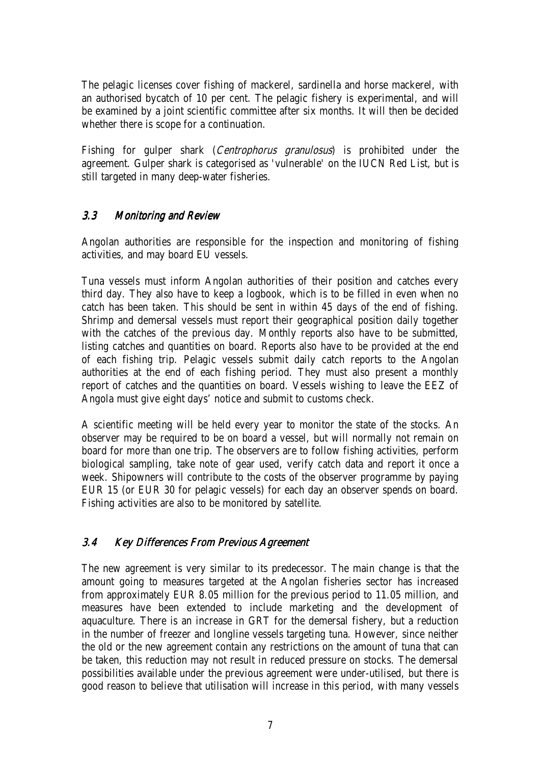The pelagic licenses cover fishing of mackerel, sardinella and horse mackerel, with an authorised bycatch of 10 per cent. The pelagic fishery is experimental, and will be examined by a joint scientific committee after six months. It will then be decided whether there is scope for a continuation.

Fishing for gulper shark (*Centrophorus granulosus*) is prohibited under the agreement. Gulper shark is categorised as 'vulnerable' on the IUCN Red List, but is still targeted in many deep-water fisheries.

### *3.3 Monitoring and Review*

Angolan authorities are responsible for the inspection and monitoring of fishing activities, and may board EU vessels.

Tuna vessels must inform Angolan authorities of their position and catches every third day. They also have to keep a logbook, which is to be filled in even when no catch has been taken. This should be sent in within 45 days of the end of fishing. Shrimp and demersal vessels must report their geographical position daily together with the catches of the previous day. Monthly reports also have to be submitted, listing catches and quantities on board. Reports also have to be provided at the end of each fishing trip. Pelagic vessels submit daily catch reports to the Angolan authorities at the end of each fishing period. They must also present a monthly report of catches and the quantities on board. Vessels wishing to leave the EEZ of Angola must give eight days' notice and submit to customs check.

A scientific meeting will be held every year to monitor the state of the stocks. An observer may be required to be on board a vessel, but will normally not remain on board for more than one trip. The observers are to follow fishing activities, perform biological sampling, take note of gear used, verify catch data and report it once a week. Shipowners will contribute to the costs of the observer programme by paying EUR 15 (or EUR 30 for pelagic vessels) for each day an observer spends on board. Fishing activities are also to be monitored by satellite.

### *3.4 Key Differences From Previous Agreement*

The new agreement is very similar to its predecessor. The main change is that the amount going to measures targeted at the Angolan fisheries sector has increased from approximately EUR 8.05 million for the previous period to 11.05 million, and measures have been extended to include marketing and the development of aquaculture. There is an increase in GRT for the demersal fishery, but a reduction in the number of freezer and longline vessels targeting tuna. However, since neither the old or the new agreement contain any restrictions on the amount of tuna that can be taken, this reduction may not result in reduced pressure on stocks. The demersal possibilities available under the previous agreement were under-utilised, but there is good reason to believe that utilisation will increase in this period, with many vessels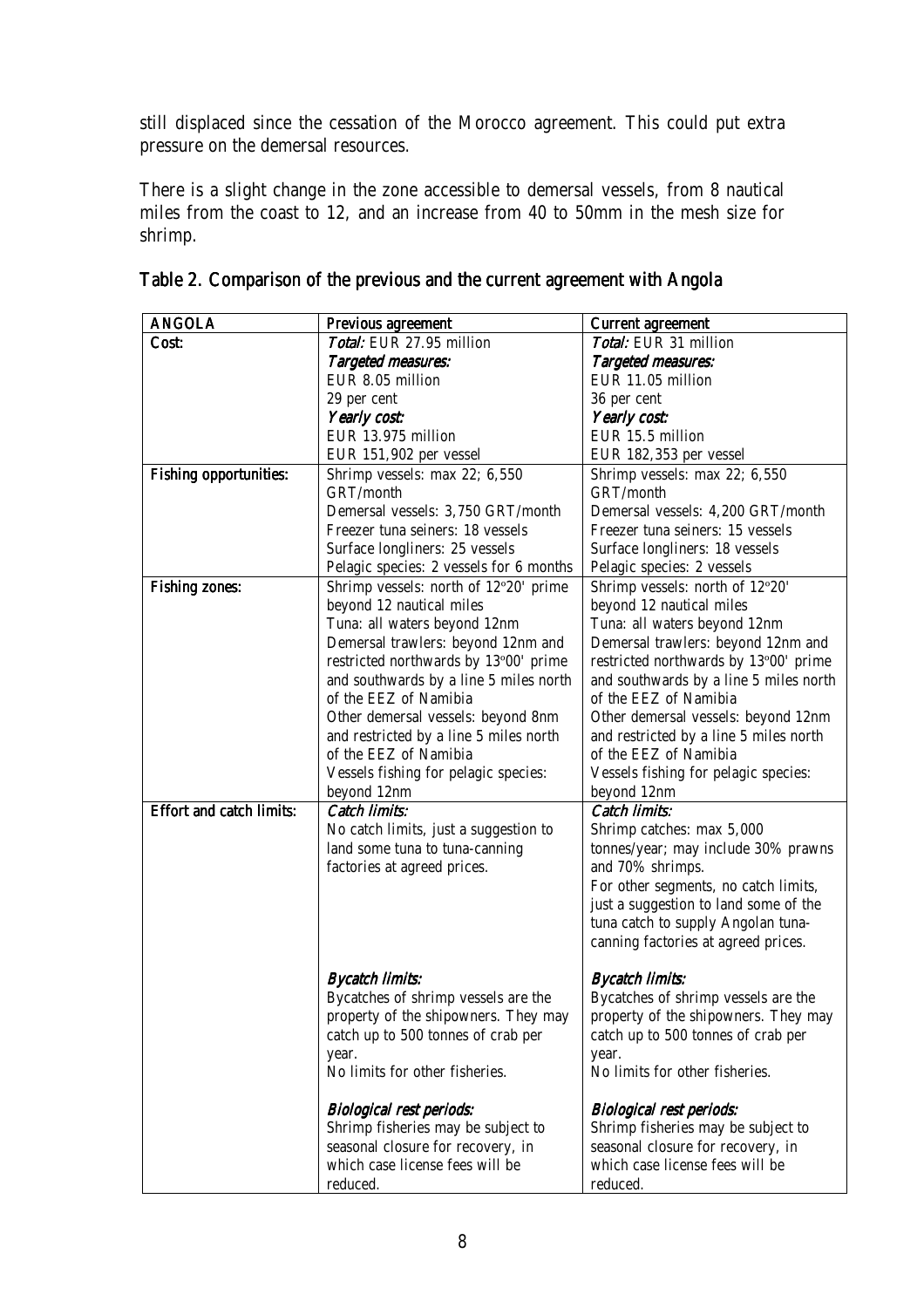still displaced since the cessation of the Morocco agreement. This could put extra pressure on the demersal resources.

There is a slight change in the zone accessible to demersal vessels, from 8 nautical miles from the coast to 12, and an increase from 40 to 50mm in the mesh size for shrimp.

**Table 2. Comparison of the previous and the current agreement with Angola**

| ANGOLA | Previous agreement | Current agreement |
|---|---|---|
| **Cost:** | *Total:* EUR 27.95 million<br>*Targeted measures:*<br>EUR 8.05 million<br>29 per cent<br>*Yearly cost:*<br>EUR 13.975 million<br>EUR 151,902 per vessel | *Total:* EUR 31 million<br>*Targeted measures:*<br>EUR 11.05 million<br>36 per cent<br>*Yearly cost:*<br>EUR 15.5 million<br>EUR 182,353 per vessel |
| **Fishing opportunities:** | Shrimp vessels: max 22; 6,550 GRT/month<br>Demersal vessels: 3,750 GRT/month<br>Freezer tuna seiners: 18 vessels<br>Surface longliners: 25 vessels<br>Pelagic species: 2 vessels for 6 months | Shrimp vessels: max 22; 6,550 GRT/month<br>Demersal vessels: 4,200 GRT/month<br>Freezer tuna seiners: 15 vessels<br>Surface longliners: 18 vessels<br>Pelagic species: 2 vessels |
| **Fishing zones:** | Shrimp vessels: north of 12°20' prime beyond 12 nautical miles<br>Tuna: all waters beyond 12nm<br>Demersal trawlers: beyond 12nm and restricted northwards by 13°00' prime and southwards by a line 5 miles north of the EEZ of Namibia<br>Other demersal vessels: beyond 8nm and restricted by a line 5 miles north of the EEZ of Namibia<br>Vessels fishing for pelagic species: beyond 12nm | Shrimp vessels: north of 12°20' beyond 12 nautical miles<br>Tuna: all waters beyond 12nm<br>Demersal trawlers: beyond 12nm and restricted northwards by 13°00' prime and southwards by a line 5 miles north of the EEZ of Namibia<br>Other demersal vessels: beyond 12nm and restricted by a line 5 miles north of the EEZ of Namibia<br>Vessels fishing for pelagic species: beyond 12nm |
| **Effort and catch limits:** | *Catch limits:*<br>No catch limits, just a suggestion to land some tuna to tuna-canning factories at agreed prices.<br><br>*Bycatch limits:*<br>Bycatches of shrimp vessels are the property of the shipowners. They may catch up to 500 tonnes of crab per year.<br>No limits for other fisheries.<br><br>*Biological rest periods:*<br>Shrimp fisheries may be subject to seasonal closure for recovery, in which case license fees will be reduced. | *Catch limits:*<br>Shrimp catches: max 5,000 tonnes/year; may include 30% prawns and 70% shrimps.<br>For other segments, no catch limits, just a suggestion to land some of the tuna catch to supply Angolan tuna-canning factories at agreed prices.<br><br>*Bycatch limits:*<br>Bycatches of shrimp vessels are the property of the shipowners. They may catch up to 500 tonnes of crab per year.<br>No limits for other fisheries.<br><br>*Biological rest periods:*<br>Shrimp fisheries may be subject to seasonal closure for recovery, in which case license fees will be reduced. |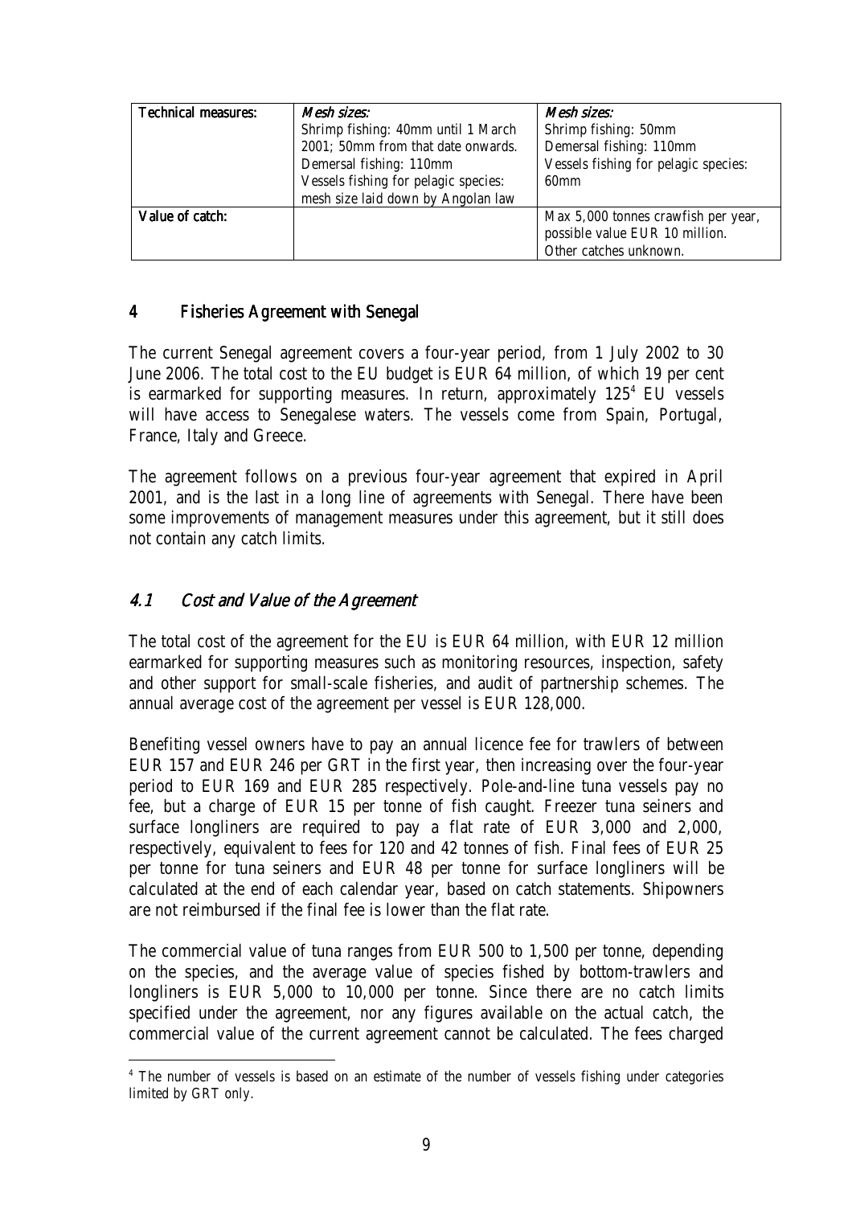| Technical measures: | *Mesh sizes:*<br>Shrimp fishing: 40mm until 1 March 2001; 50mm from that date onwards.<br>Demersal fishing: 110mm<br>Vessels fishing for pelagic species: mesh size laid down by Angolan law | *Mesh sizes:*<br>Shrimp fishing: 50mm<br>Demersal fishing: 110mm<br>Vessels fishing for pelagic species: 60mm |
|---|---|---|
| Value of catch: | | Max 5,000 tonnes crawfish per year, possible value EUR 10 million.<br>Other catches unknown. |

# 4 Fisheries Agreement with Senegal

The current Senegal agreement covers a four-year period, from 1 July 2002 to 30 June 2006. The total cost to the EU budget is EUR 64 million, of which 19 per cent is earmarked for supporting measures. In return, approximately 125[4] EU vessels will have access to Senegalese waters. The vessels come from Spain, Portugal, France, Italy and Greece.

The agreement follows on a previous four-year agreement that expired in April 2001, and is the last in a long line of agreements with Senegal. There have been some improvements of management measures under this agreement, but it still does not contain any catch limits.

## 4.1 *Cost and Value of the Agreement*

The total cost of the agreement for the EU is EUR 64 million, with EUR 12 million earmarked for supporting measures such as monitoring resources, inspection, safety and other support for small-scale fisheries, and audit of partnership schemes. The annual average cost of the agreement per vessel is EUR 128,000.

Benefiting vessel owners have to pay an annual licence fee for trawlers of between EUR 157 and EUR 246 per GRT in the first year, then increasing over the four-year period to EUR 169 and EUR 285 respectively. Pole-and-line tuna vessels pay no fee, but a charge of EUR 15 per tonne of fish caught. Freezer tuna seiners and surface longliners are required to pay a flat rate of EUR 3,000 and 2,000, respectively, equivalent to fees for 120 and 42 tonnes of fish. Final fees of EUR 25 per tonne for tuna seiners and EUR 48 per tonne for surface longliners will be calculated at the end of each calendar year, based on catch statements. Shipowners are not reimbursed if the final fee is lower than the flat rate.

The commercial value of tuna ranges from EUR 500 to 1,500 per tonne, depending on the species, and the average value of species fished by bottom-trawlers and longliners is EUR 5,000 to 10,000 per tonne. Since there are no catch limits specified under the agreement, nor any figures available on the actual catch, the commercial value of the current agreement cannot be calculated. The fees charged

[4] The number of vessels is based on an estimate of the number of vessels fishing under categories limited by GRT only.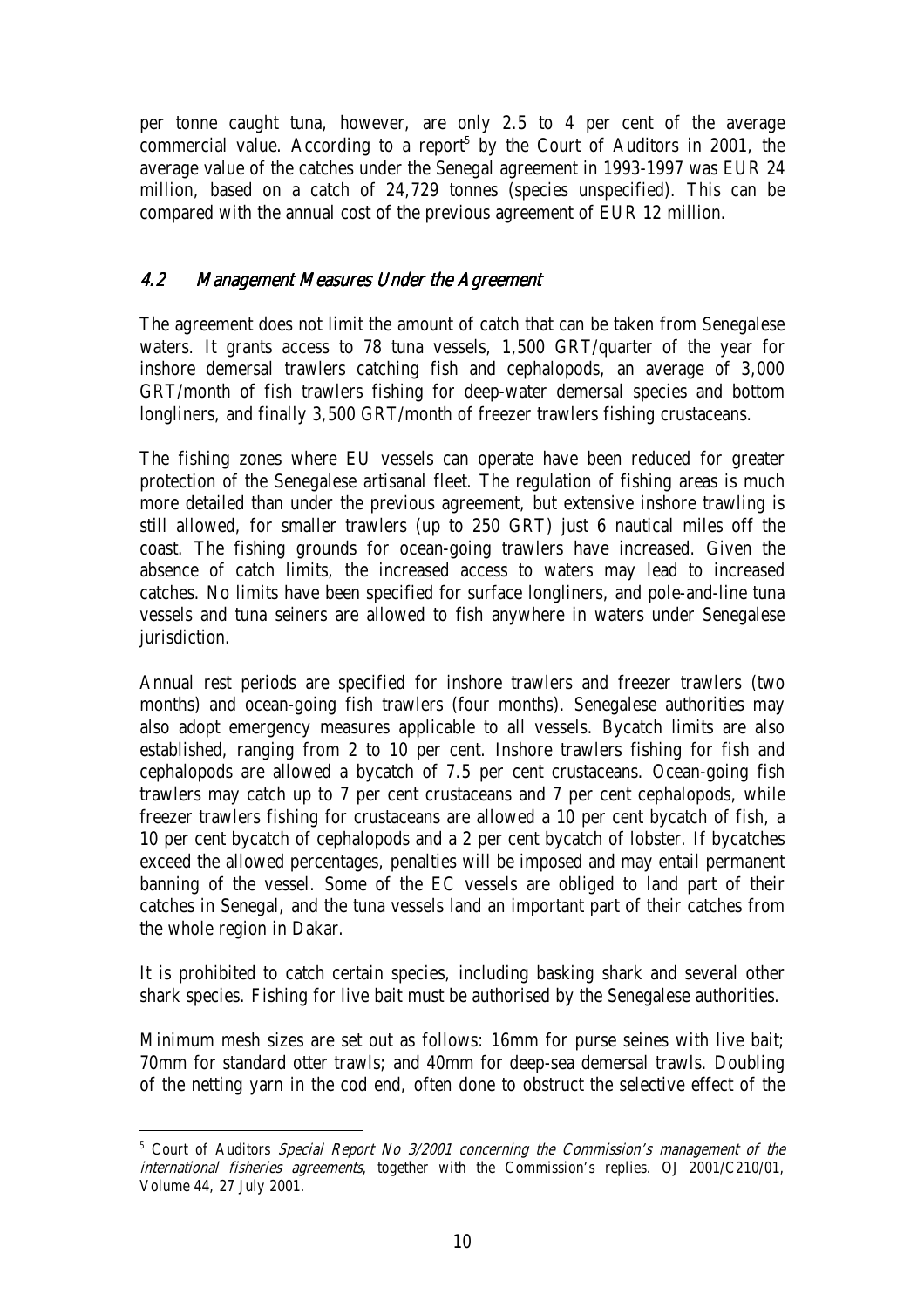per tonne caught tuna, however, are only 2.5 to 4 per cent of the average commercial value. According to a report[5] by the Court of Auditors in 2001, the average value of the catches under the Senegal agreement in 1993-1997 was EUR 24 million, based on a catch of 24,729 tonnes (species unspecified). This can be compared with the annual cost of the previous agreement of EUR 12 million.

## *4.2 Management Measures Under the Agreement*

The agreement does not limit the amount of catch that can be taken from Senegalese waters. It grants access to 78 tuna vessels, 1,500 GRT/quarter of the year for inshore demersal trawlers catching fish and cephalopods, an average of 3,000 GRT/month of fish trawlers fishing for deep-water demersal species and bottom longliners, and finally 3,500 GRT/month of freezer trawlers fishing crustaceans.

The fishing zones where EU vessels can operate have been reduced for greater protection of the Senegalese artisanal fleet. The regulation of fishing areas is much more detailed than under the previous agreement, but extensive inshore trawling is still allowed, for smaller trawlers (up to 250 GRT) just 6 nautical miles off the coast. The fishing grounds for ocean-going trawlers have increased. Given the absence of catch limits, the increased access to waters may lead to increased catches. No limits have been specified for surface longliners, and pole-and-line tuna vessels and tuna seiners are allowed to fish anywhere in waters under Senegalese jurisdiction.

Annual rest periods are specified for inshore trawlers and freezer trawlers (two months) and ocean-going fish trawlers (four months). Senegalese authorities may also adopt emergency measures applicable to all vessels. Bycatch limits are also established, ranging from 2 to 10 per cent. Inshore trawlers fishing for fish and cephalopods are allowed a bycatch of 7.5 per cent crustaceans. Ocean-going fish trawlers may catch up to 7 per cent crustaceans and 7 per cent cephalopods, while freezer trawlers fishing for crustaceans are allowed a 10 per cent bycatch of fish, a 10 per cent bycatch of cephalopods and a 2 per cent bycatch of lobster. If bycatches exceed the allowed percentages, penalties will be imposed and may entail permanent banning of the vessel. Some of the EC vessels are obliged to land part of their catches in Senegal, and the tuna vessels land an important part of their catches from the whole region in Dakar.

It is prohibited to catch certain species, including basking shark and several other shark species. Fishing for live bait must be authorised by the Senegalese authorities.

Minimum mesh sizes are set out as follows: 16mm for purse seines with live bait; 70mm for standard otter trawls; and 40mm for deep-sea demersal trawls. Doubling of the netting yarn in the cod end, often done to obstruct the selective effect of the

[5] Court of Auditors *Special Report No 3/2001 concerning the Commission's management of the international fisheries agreements*, together with the Commission's replies. OJ 2001/C210/01, Volume 44, 27 July 2001.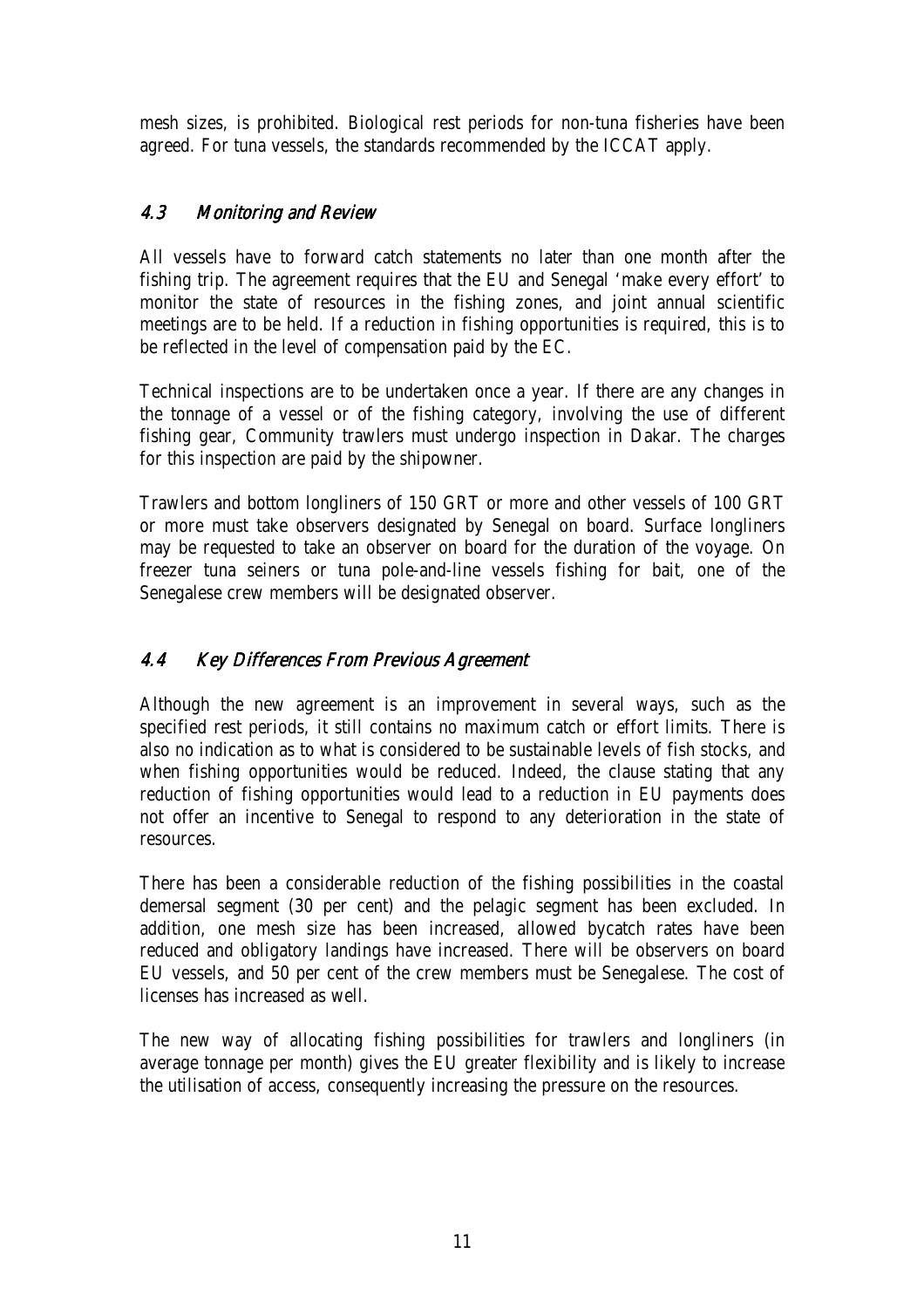mesh sizes, is prohibited. Biological rest periods for non-tuna fisheries have been agreed. For tuna vessels, the standards recommended by the ICCAT apply.

### *4.3 Monitoring and Review*

All vessels have to forward catch statements no later than one month after the fishing trip. The agreement requires that the EU and Senegal 'make every effort' to monitor the state of resources in the fishing zones, and joint annual scientific meetings are to be held. If a reduction in fishing opportunities is required, this is to be reflected in the level of compensation paid by the EC.

Technical inspections are to be undertaken once a year. If there are any changes in the tonnage of a vessel or of the fishing category, involving the use of different fishing gear, Community trawlers must undergo inspection in Dakar. The charges for this inspection are paid by the shipowner.

Trawlers and bottom longliners of 150 GRT or more and other vessels of 100 GRT or more must take observers designated by Senegal on board. Surface longliners may be requested to take an observer on board for the duration of the voyage. On freezer tuna seiners or tuna pole-and-line vessels fishing for bait, one of the Senegalese crew members will be designated observer.

### *4.4 Key Differences From Previous Agreement*

Although the new agreement is an improvement in several ways, such as the specified rest periods, it still contains no maximum catch or effort limits. There is also no indication as to what is considered to be sustainable levels of fish stocks, and when fishing opportunities would be reduced. Indeed, the clause stating that any reduction of fishing opportunities would lead to a reduction in EU payments does not offer an incentive to Senegal to respond to any deterioration in the state of resources.

There has been a considerable reduction of the fishing possibilities in the coastal demersal segment (30 per cent) and the pelagic segment has been excluded. In addition, one mesh size has been increased, allowed bycatch rates have been reduced and obligatory landings have increased. There will be observers on board EU vessels, and 50 per cent of the crew members must be Senegalese. The cost of licenses has increased as well.

The new way of allocating fishing possibilities for trawlers and longliners (in average tonnage per month) gives the EU greater flexibility and is likely to increase the utilisation of access, consequently increasing the pressure on the resources.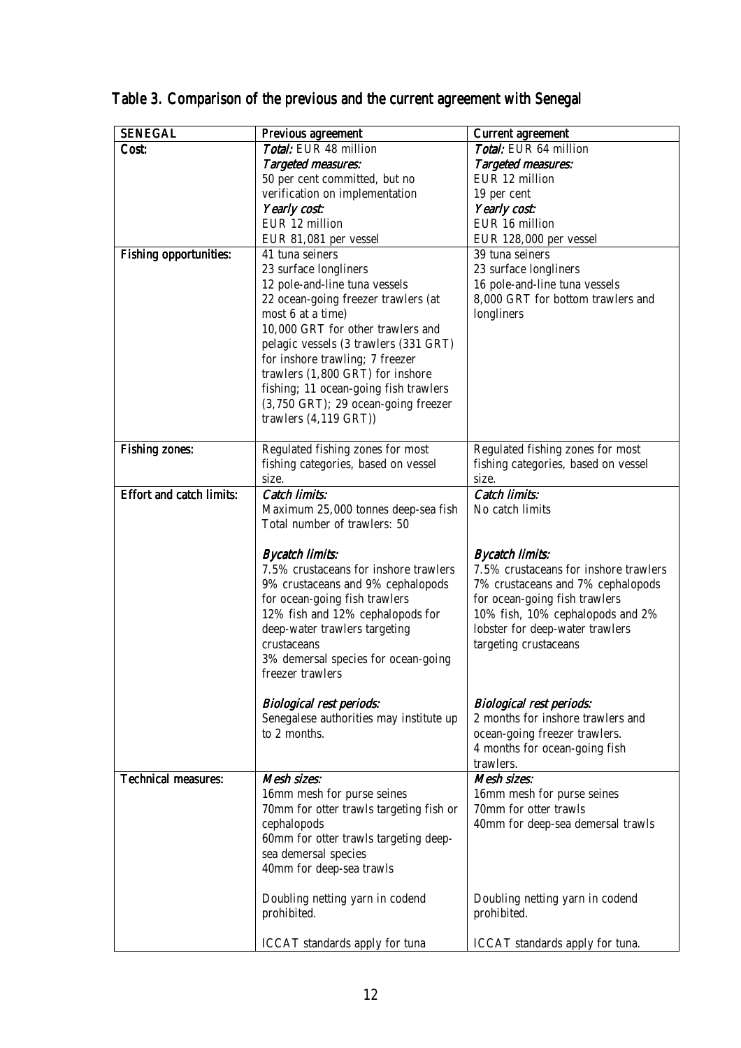## Table 3. Comparison of the previous and the current agreement with Senegal

| SENEGAL | Previous agreement | Current agreement |
|---|---|---|
| **Cost:** | *Total:* EUR 48 million<br>*Targeted measures:*<br>50 per cent committed, but no verification on implementation<br>*Yearly cost:*<br>EUR 12 million<br>EUR 81,081 per vessel | *Total:* EUR 64 million<br>*Targeted measures:*<br>EUR 12 million<br>19 per cent<br>*Yearly cost:*<br>EUR 16 million<br>EUR 128,000 per vessel |
| **Fishing opportunities:** | 41 tuna seiners<br>23 surface longliners<br>12 pole-and-line tuna vessels<br>22 ocean-going freezer trawlers (at most 6 at a time)<br>10,000 GRT for other trawlers and pelagic vessels (3 trawlers (331 GRT) for inshore trawling; 7 freezer trawlers (1,800 GRT) for inshore fishing; 11 ocean-going fish trawlers (3,750 GRT); 29 ocean-going freezer trawlers (4,119 GRT)) | 39 tuna seiners<br>23 surface longliners<br>16 pole-and-line tuna vessels<br>8,000 GRT for bottom trawlers and longliners |
| **Fishing zones:** | Regulated fishing zones for most fishing categories, based on vessel size. | Regulated fishing zones for most fishing categories, based on vessel size. |
| **Effort and catch limits:** | *Catch limits:*<br>Maximum 25,000 tonnes deep-sea fish<br>Total number of trawlers: 50<br><br>*Bycatch limits:*<br>7.5% crustaceans for inshore trawlers<br>9% crustaceans and 9% cephalopods for ocean-going fish trawlers<br>12% fish and 12% cephalopods for deep-water trawlers targeting crustaceans<br>3% demersal species for ocean-going freezer trawlers<br><br>*Biological rest periods:*<br>Senegalese authorities may institute up to 2 months. | *Catch limits:*<br>No catch limits<br><br>*Bycatch limits:*<br>7.5% crustaceans for inshore trawlers<br>7% crustaceans and 7% cephalopods for ocean-going fish trawlers<br>10% fish, 10% cephalopods and 2% lobster for deep-water trawlers targeting crustaceans<br><br>*Biological rest periods:*<br>2 months for inshore trawlers and ocean-going freezer trawlers.<br>4 months for ocean-going fish trawlers. |
| **Technical measures:** | *Mesh sizes:*<br>16mm mesh for purse seines<br>70mm for otter trawls targeting fish or cephalopods<br>60mm for otter trawls targeting deep-sea demersal species<br>40mm for deep-sea trawls<br><br>Doubling netting yarn in codend prohibited.<br><br>ICCAT standards apply for tuna | *Mesh sizes:*<br>16mm mesh for purse seines<br>70mm for otter trawls<br>40mm for deep-sea demersal trawls<br><br>Doubling netting yarn in codend prohibited.<br><br>ICCAT standards apply for tuna. |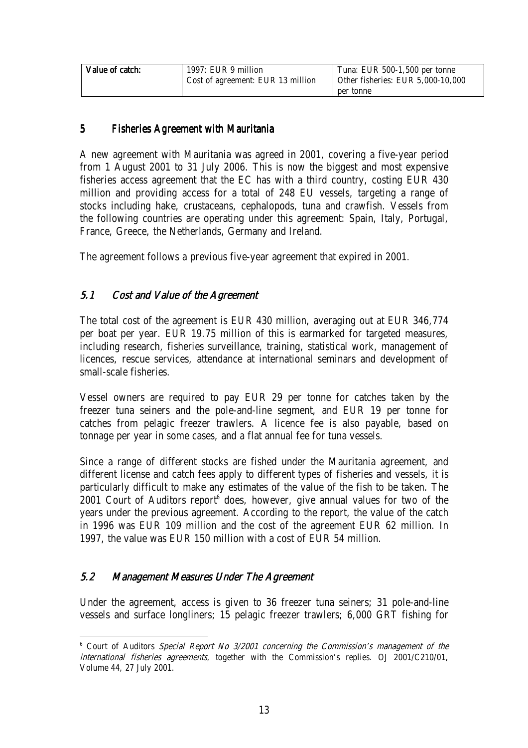| Value of catch: | 1997: EUR 9 million<br>Cost of agreement: EUR 13 million | Tuna: EUR 500-1,500 per tonne<br>Other fisheries: EUR 5,000-10,000 per tonne |
|---|---|---|

## 5 Fisheries Agreement with Mauritania

A new agreement with Mauritania was agreed in 2001, covering a five-year period from 1 August 2001 to 31 July 2006. This is now the biggest and most expensive fisheries access agreement that the EC has with a third country, costing EUR 430 million and providing access for a total of 248 EU vessels, targeting a range of stocks including hake, crustaceans, cephalopods, tuna and crawfish. Vessels from the following countries are operating under this agreement: Spain, Italy, Portugal, France, Greece, the Netherlands, Germany and Ireland.

The agreement follows a previous five-year agreement that expired in 2001.

### *5.1 Cost and Value of the Agreement*

The total cost of the agreement is EUR 430 million, averaging out at EUR 346,774 per boat per year. EUR 19.75 million of this is earmarked for targeted measures, including research, fisheries surveillance, training, statistical work, management of licences, rescue services, attendance at international seminars and development of small-scale fisheries.

Vessel owners are required to pay EUR 29 per tonne for catches taken by the freezer tuna seiners and the pole-and-line segment, and EUR 19 per tonne for catches from pelagic freezer trawlers. A licence fee is also payable, based on tonnage per year in some cases, and a flat annual fee for tuna vessels.

Since a range of different stocks are fished under the Mauritania agreement, and different license and catch fees apply to different types of fisheries and vessels, it is particularly difficult to make any estimates of the value of the fish to be taken. The 2001 Court of Auditors report[6] does, however, give annual values for two of the years under the previous agreement. According to the report, the value of the catch in 1996 was EUR 109 million and the cost of the agreement EUR 62 million. In 1997, the value was EUR 150 million with a cost of EUR 54 million.

### *5.2 Management Measures Under The Agreement*

Under the agreement, access is given to 36 freezer tuna seiners; 31 pole-and-line vessels and surface longliners; 15 pelagic freezer trawlers; 6,000 GRT fishing for

[6] Court of Auditors *Special Report No 3/2001 concerning the Commission's management of the international fisheries agreements*, together with the Commission's replies. OJ 2001/C210/01, Volume 44, 27 July 2001.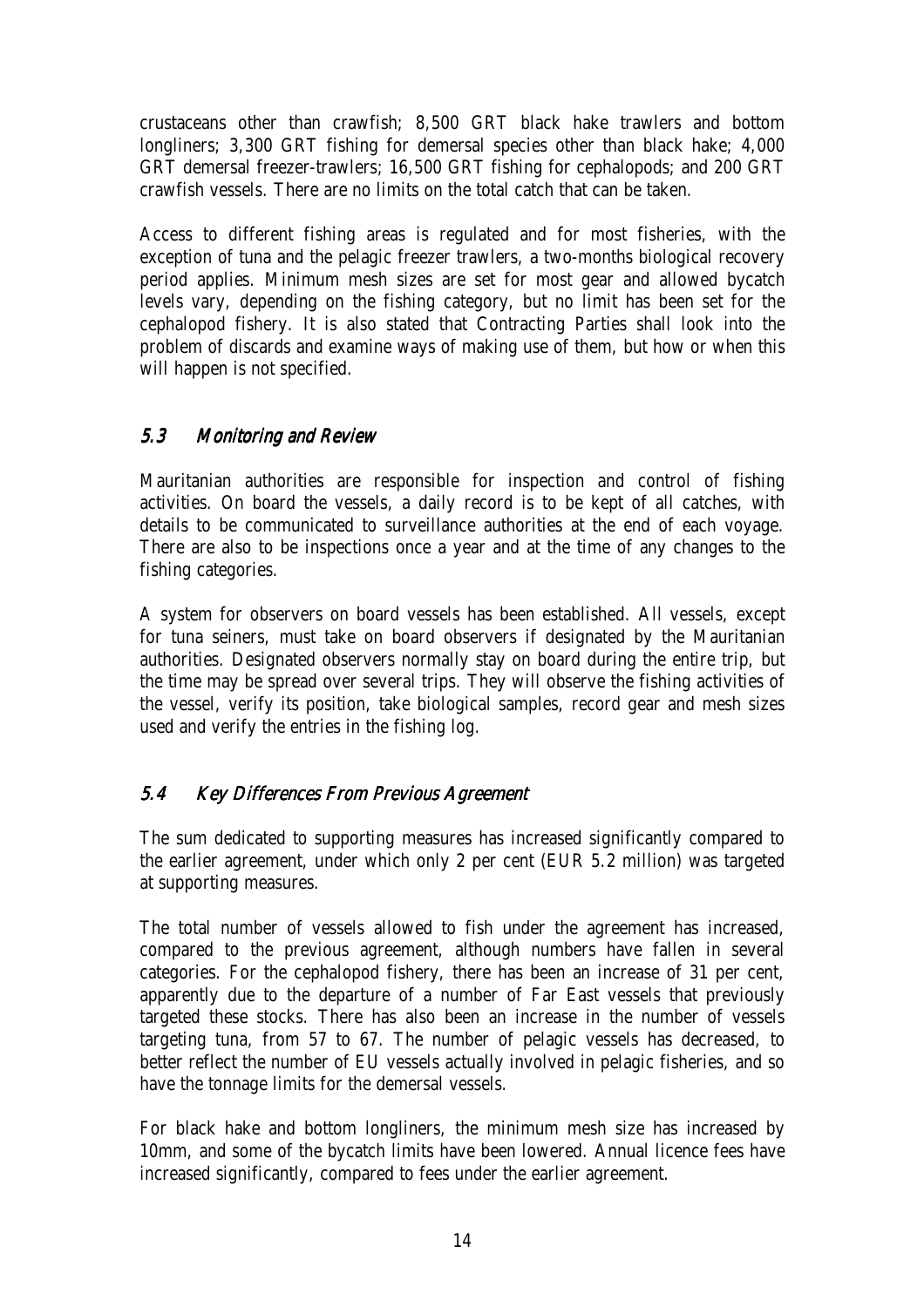crustaceans other than crawfish; 8,500 GRT black hake trawlers and bottom longliners; 3,300 GRT fishing for demersal species other than black hake; 4,000 GRT demersal freezer-trawlers; 16,500 GRT fishing for cephalopods; and 200 GRT crawfish vessels. There are no limits on the total catch that can be taken.

Access to different fishing areas is regulated and for most fisheries, with the exception of tuna and the pelagic freezer trawlers, a two-months biological recovery period applies. Minimum mesh sizes are set for most gear and allowed bycatch levels vary, depending on the fishing category, but no limit has been set for the cephalopod fishery. It is also stated that Contracting Parties shall look into the problem of discards and examine ways of making use of them, but how or when this will happen is not specified.

### *5.3 Monitoring and Review*

Mauritanian authorities are responsible for inspection and control of fishing activities. On board the vessels, a daily record is to be kept of all catches, with details to be communicated to surveillance authorities at the end of each voyage. There are also to be inspections once a year and at the time of any changes to the fishing categories.

A system for observers on board vessels has been established. All vessels, except for tuna seiners, must take on board observers if designated by the Mauritanian authorities. Designated observers normally stay on board during the entire trip, but the time may be spread over several trips. They will observe the fishing activities of the vessel, verify its position, take biological samples, record gear and mesh sizes used and verify the entries in the fishing log.

### *5.4 Key Differences From Previous Agreement*

The sum dedicated to supporting measures has increased significantly compared to the earlier agreement, under which only 2 per cent (EUR 5.2 million) was targeted at supporting measures.

The total number of vessels allowed to fish under the agreement has increased, compared to the previous agreement, although numbers have fallen in several categories. For the cephalopod fishery, there has been an increase of 31 per cent, apparently due to the departure of a number of Far East vessels that previously targeted these stocks. There has also been an increase in the number of vessels targeting tuna, from 57 to 67. The number of pelagic vessels has decreased, to better reflect the number of EU vessels actually involved in pelagic fisheries, and so have the tonnage limits for the demersal vessels.

For black hake and bottom longliners, the minimum mesh size has increased by 10mm, and some of the bycatch limits have been lowered. Annual licence fees have increased significantly, compared to fees under the earlier agreement.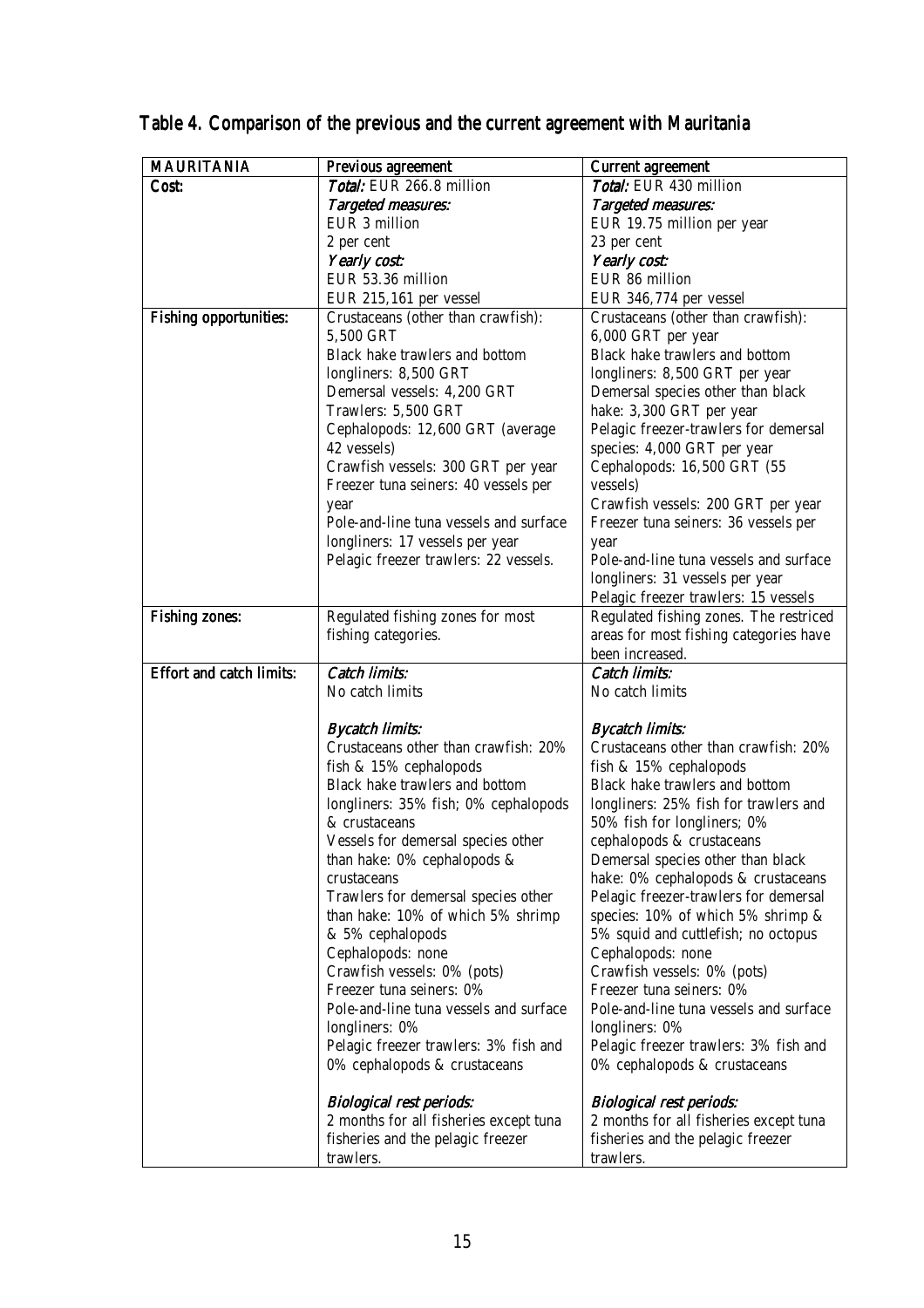## Table 4. Comparison of the previous and the current agreement with Mauritania

| MAURITANIA | Previous agreement | Current agreement |
|---|---|---|
| **Cost:** | *Total:* EUR 266.8 million<br>*Targeted measures:*<br>EUR 3 million<br>2 per cent<br>*Yearly cost:*<br>EUR 53.36 million<br>EUR 215,161 per vessel | *Total:* EUR 430 million<br>*Targeted measures:*<br>EUR 19.75 million per year<br>23 per cent<br>*Yearly cost:*<br>EUR 86 million<br>EUR 346,774 per vessel |
| **Fishing opportunities:** | Crustaceans (other than crawfish): 5,500 GRT<br>Black hake trawlers and bottom longliners: 8,500 GRT<br>Demersal vessels: 4,200 GRT<br>Trawlers: 5,500 GRT<br>Cephalopods: 12,600 GRT (average 42 vessels)<br>Crawfish vessels: 300 GRT per year<br>Freezer tuna seiners: 40 vessels per year<br>Pole-and-line tuna vessels and surface longliners: 17 vessels per year<br>Pelagic freezer trawlers: 22 vessels. | Crustaceans (other than crawfish): 6,000 GRT per year<br>Black hake trawlers and bottom longliners: 8,500 GRT per year<br>Demersal species other than black hake: 3,300 GRT per year<br>Pelagic freezer-trawlers for demersal species: 4,000 GRT per year<br>Cephalopods: 16,500 GRT (55 vessels)<br>Crawfish vessels: 200 GRT per year<br>Freezer tuna seiners: 36 vessels per year<br>Pole-and-line tuna vessels and surface longliners: 31 vessels per year<br>Pelagic freezer trawlers: 15 vessels |
| **Fishing zones:** | Regulated fishing zones for most fishing categories. | Regulated fishing zones. The restriced areas for most fishing categories have been increased. |
| **Effort and catch limits:** | *Catch limits:*<br>No catch limits<br><br>*Bycatch limits:*<br>Crustaceans other than crawfish: 20% fish & 15% cephalopods<br>Black hake trawlers and bottom longliners: 35% fish; 0% cephalopods & crustaceans<br>Vessels for demersal species other than hake: 0% cephalopods & crustaceans<br>Trawlers for demersal species other than hake: 10% of which 5% shrimp & 5% cephalopods<br>Cephalopods: none<br>Crawfish vessels: 0% (pots)<br>Freezer tuna seiners: 0%<br>Pole-and-line tuna vessels and surface longliners: 0%<br>Pelagic freezer trawlers: 3% fish and 0% cephalopods & crustaceans<br><br>*Biological rest periods:*<br>2 months for all fisheries except tuna fisheries and the pelagic freezer trawlers. | *Catch limits:*<br>No catch limits<br><br>*Bycatch limits:*<br>Crustaceans other than crawfish: 20% fish & 15% cephalopods<br>Black hake trawlers and bottom longliners: 25% fish for trawlers and 50% fish for longliners; 0% cephalopods & crustaceans<br>Demersal species other than black hake: 0% cephalopods & crustaceans<br>Pelagic freezer-trawlers for demersal species: 10% of which 5% shrimp & 5% squid and cuttlefish; no octopus<br>Cephalopods: none<br>Crawfish vessels: 0% (pots)<br>Freezer tuna seiners: 0%<br>Pole-and-line tuna vessels and surface longliners: 0%<br>Pelagic freezer trawlers: 3% fish and 0% cephalopods & crustaceans<br><br>*Biological rest periods:*<br>2 months for all fisheries except tuna fisheries and the pelagic freezer trawlers. |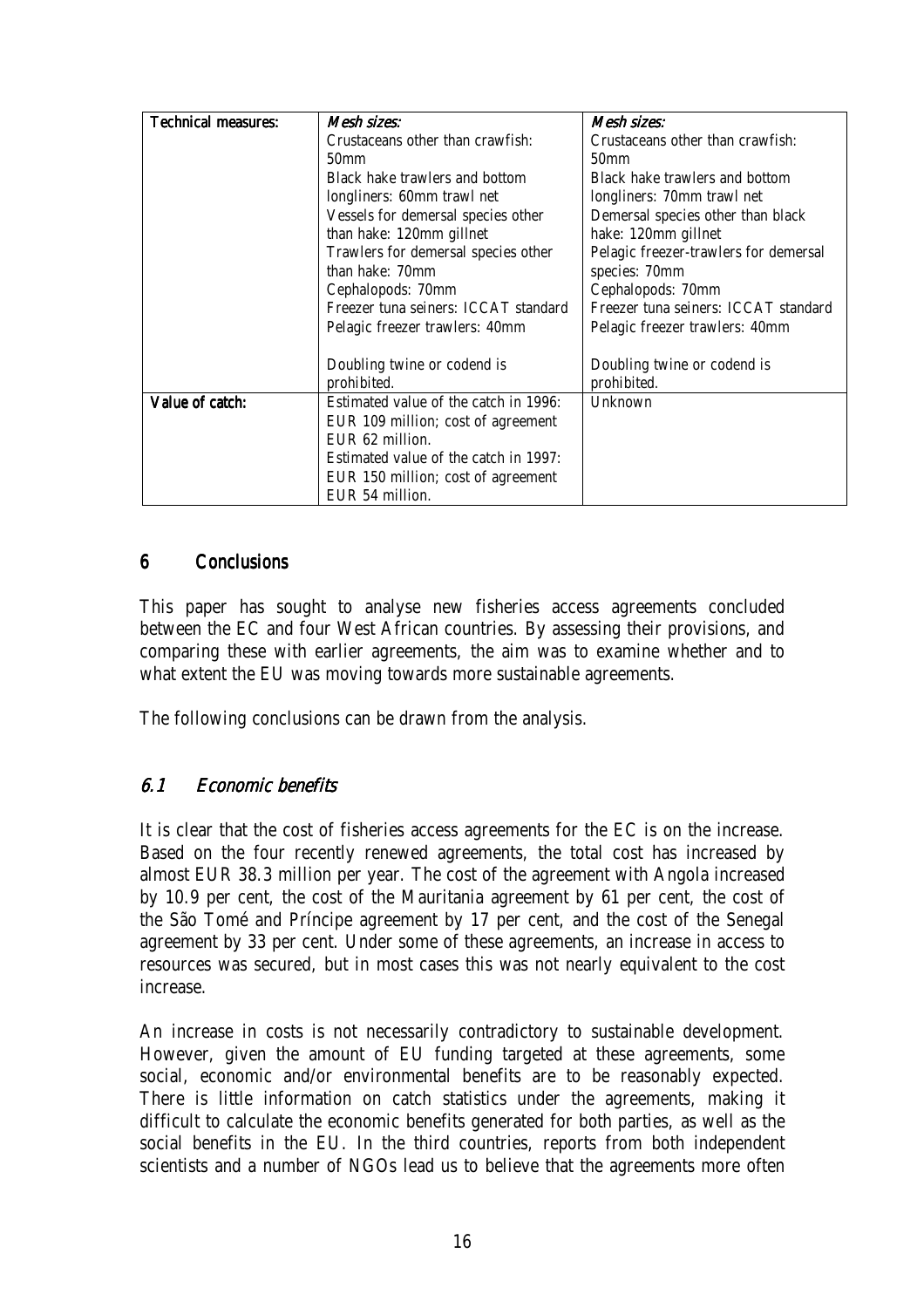| Technical measures: | *Mesh sizes:*<br>Crustaceans other than crawfish: 50mm<br>Black hake trawlers and bottom longliners: 60mm trawl net<br>Vessels for demersal species other than hake: 120mm gillnet<br>Trawlers for demersal species other than hake: 70mm<br>Cephalopods: 70mm<br>Freezer tuna seiners: ICCAT standard<br>Pelagic freezer trawlers: 40mm<br><br>Doubling twine or codend is prohibited. | *Mesh sizes:*<br>Crustaceans other than crawfish: 50mm<br>Black hake trawlers and bottom longliners: 70mm trawl net<br>Demersal species other than black hake: 120mm gillnet<br>Pelagic freezer-trawlers for demersal species: 70mm<br>Cephalopods: 70mm<br>Freezer tuna seiners: ICCAT standard<br>Pelagic freezer trawlers: 40mm<br><br>Doubling twine or codend is prohibited. |
|---|---|---|
| Value of catch: | Estimated value of the catch in 1996: EUR 109 million; cost of agreement EUR 62 million.<br>Estimated value of the catch in 1997: EUR 150 million; cost of agreement EUR 54 million. | Unknown |

# 6 Conclusions

This paper has sought to analyse new fisheries access agreements concluded between the EC and four West African countries. By assessing their provisions, and comparing these with earlier agreements, the aim was to examine whether and to what extent the EU was moving towards more sustainable agreements.

The following conclusions can be drawn from the analysis.

## *6.1 Economic benefits*

It is clear that the cost of fisheries access agreements for the EC is on the increase. Based on the four recently renewed agreements, the total cost has increased by almost EUR 38.3 million per year. The cost of the agreement with Angola increased by 10.9 per cent, the cost of the Mauritania agreement by 61 per cent, the cost of the São Tomé and Príncipe agreement by 17 per cent, and the cost of the Senegal agreement by 33 per cent. Under some of these agreements, an increase in access to resources was secured, but in most cases this was not nearly equivalent to the cost increase.

An increase in costs is not necessarily contradictory to sustainable development. However, given the amount of EU funding targeted at these agreements, some social, economic and/or environmental benefits are to be reasonably expected. There is little information on catch statistics under the agreements, making it difficult to calculate the economic benefits generated for both parties, as well as the social benefits in the EU. In the third countries, reports from both independent scientists and a number of NGOs lead us to believe that the agreements more often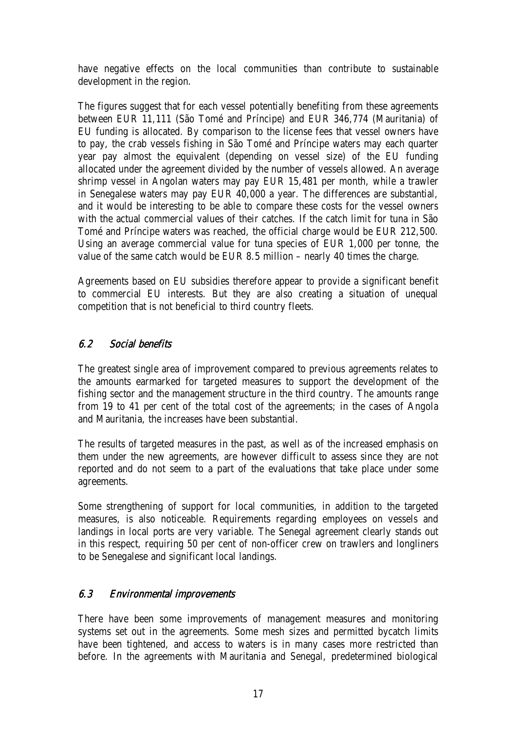have negative effects on the local communities than contribute to sustainable development in the region.

The figures suggest that for each vessel potentially benefiting from these agreements between EUR 11,111 (São Tomé and Príncipe) and EUR 346,774 (Mauritania) of EU funding is allocated. By comparison to the license fees that vessel owners have to pay, the crab vessels fishing in São Tomé and Príncipe waters may each quarter year pay almost the equivalent (depending on vessel size) of the EU funding allocated under the agreement divided by the number of vessels allowed. An average shrimp vessel in Angolan waters may pay EUR 15,481 per month, while a trawler in Senegalese waters may pay EUR 40,000 a year. The differences are substantial, and it would be interesting to be able to compare these costs for the vessel owners with the actual commercial values of their catches. If the catch limit for tuna in São Tomé and Príncipe waters was reached, the official charge would be EUR 212,500. Using an average commercial value for tuna species of EUR 1,000 per tonne, the value of the same catch would be EUR 8.5 million – nearly 40 times the charge.

Agreements based on EU subsidies therefore appear to provide a significant benefit to commercial EU interests. But they are also creating a situation of unequal competition that is not beneficial to third country fleets.

### *6.2 Social benefits*

The greatest single area of improvement compared to previous agreements relates to the amounts earmarked for targeted measures to support the development of the fishing sector and the management structure in the third country. The amounts range from 19 to 41 per cent of the total cost of the agreements; in the cases of Angola and Mauritania, the increases have been substantial.

The results of targeted measures in the past, as well as of the increased emphasis on them under the new agreements, are however difficult to assess since they are not reported and do not seem to a part of the evaluations that take place under some agreements.

Some strengthening of support for local communities, in addition to the targeted measures, is also noticeable. Requirements regarding employees on vessels and landings in local ports are very variable. The Senegal agreement clearly stands out in this respect, requiring 50 per cent of non-officer crew on trawlers and longliners to be Senegalese and significant local landings.

### *6.3 Environmental improvements*

There have been some improvements of management measures and monitoring systems set out in the agreements. Some mesh sizes and permitted bycatch limits have been tightened, and access to waters is in many cases more restricted than before. In the agreements with Mauritania and Senegal, predetermined biological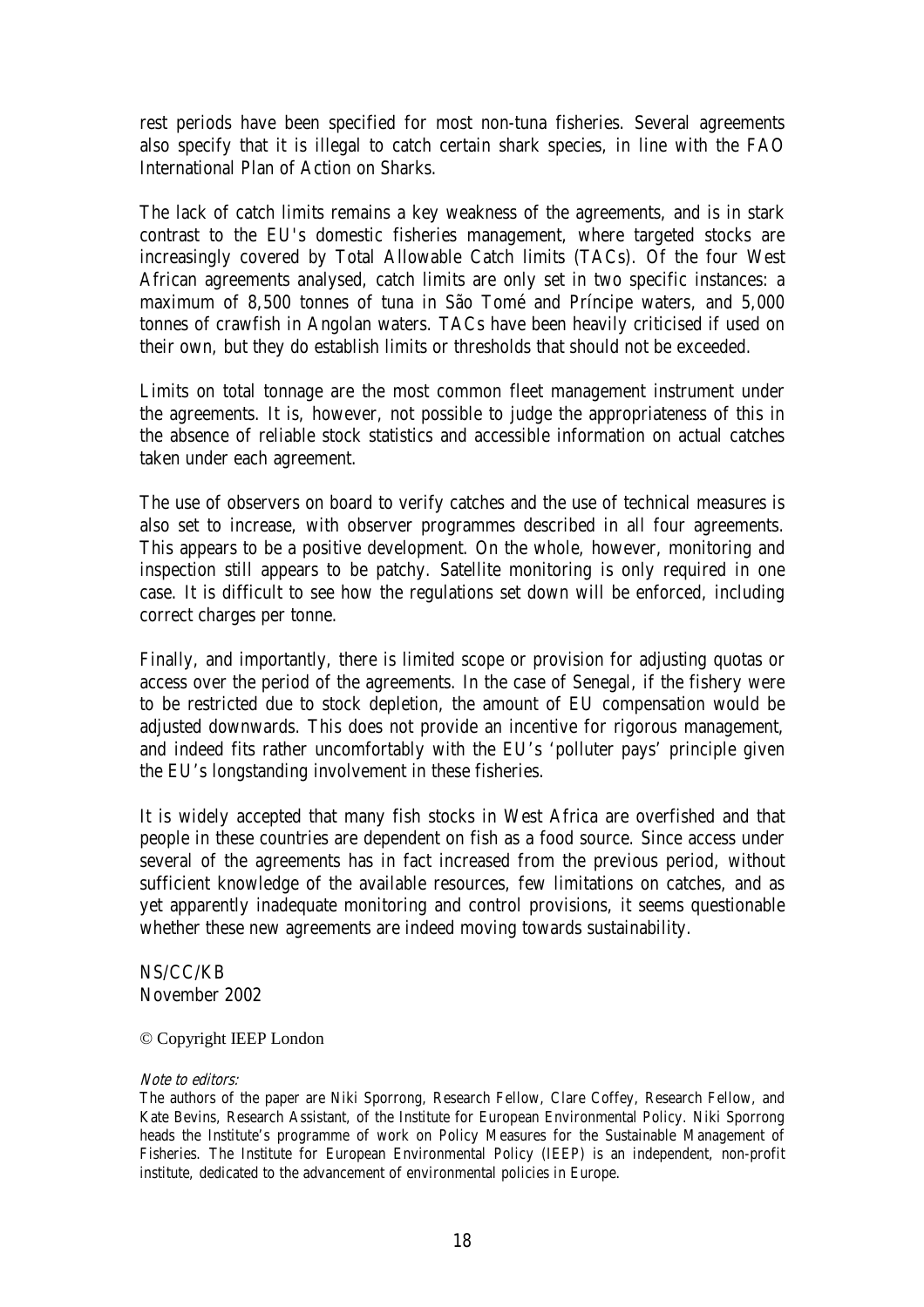rest periods have been specified for most non-tuna fisheries. Several agreements also specify that it is illegal to catch certain shark species, in line with the FAO International Plan of Action on Sharks.

The lack of catch limits remains a key weakness of the agreements, and is in stark contrast to the EU's domestic fisheries management, where targeted stocks are increasingly covered by Total Allowable Catch limits (TACs). Of the four West African agreements analysed, catch limits are only set in two specific instances: a maximum of 8,500 tonnes of tuna in São Tomé and Príncipe waters, and 5,000 tonnes of crawfish in Angolan waters. TACs have been heavily criticised if used on their own, but they do establish limits or thresholds that should not be exceeded.

Limits on total tonnage are the most common fleet management instrument under the agreements. It is, however, not possible to judge the appropriateness of this in the absence of reliable stock statistics and accessible information on actual catches taken under each agreement.

The use of observers on board to verify catches and the use of technical measures is also set to increase, with observer programmes described in all four agreements. This appears to be a positive development. On the whole, however, monitoring and inspection still appears to be patchy. Satellite monitoring is only required in one case. It is difficult to see how the regulations set down will be enforced, including correct charges per tonne.

Finally, and importantly, there is limited scope or provision for adjusting quotas or access over the period of the agreements. In the case of Senegal, if the fishery were to be restricted due to stock depletion, the amount of EU compensation would be adjusted downwards. This does not provide an incentive for rigorous management, and indeed fits rather uncomfortably with the EU's 'polluter pays' principle given the EU's longstanding involvement in these fisheries.

It is widely accepted that many fish stocks in West Africa are overfished and that people in these countries are dependent on fish as a food source. Since access under several of the agreements has in fact increased from the previous period, without sufficient knowledge of the available resources, few limitations on catches, and as yet apparently inadequate monitoring and control provisions, it seems questionable whether these new agreements are indeed moving towards sustainability.

NS/CC/KB
November 2002

© Copyright IEEP London

*Note to editors:*
The authors of the paper are Niki Sporrong, Research Fellow, Clare Coffey, Research Fellow, and Kate Bevins, Research Assistant, of the Institute for European Environmental Policy. Niki Sporrong heads the Institute's programme of work on Policy Measures for the Sustainable Management of Fisheries. The Institute for European Environmental Policy (IEEP) is an independent, non-profit institute, dedicated to the advancement of environmental policies in Europe.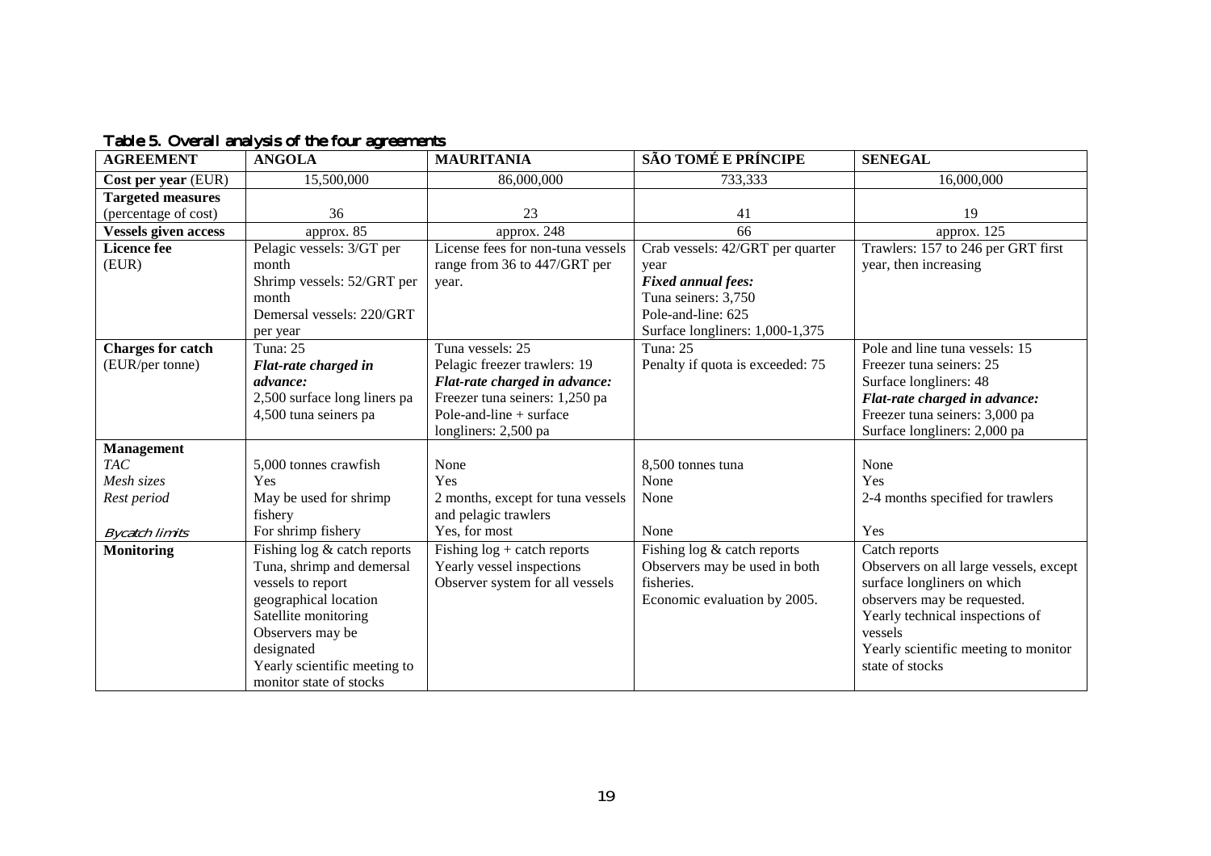### Table 5. Overall analysis of the four agreements

| AGREEMENT | ANGOLA | MAURITANIA | SÃO TOMÉ E PRÍNCIPE | SENEGAL |
|---|---|---|---|---|
| **Cost per year** (EUR) | 15,500,000 | 86,000,000 | 733,333 | 16,000,000 |
| **Targeted measures** (percentage of cost) | 36 | 23 | 41 | 19 |
| **Vessels given access** | approx. 85 | approx. 248 | 66 | approx. 125 |
| **Licence fee** (EUR) | Pelagic vessels: 3/GT per month<br>Shrimp vessels: 52/GRT per month<br>Demersal vessels: 220/GRT per year | License fees for non-tuna vessels range from 36 to 447/GRT per year. | Crab vessels: 42/GRT per quarter year<br>***Fixed annual fees:***<br>Tuna seiners: 3,750<br>Pole-and-line: 625<br>Surface longliners: 1,000-1,375 | Trawlers: 157 to 246 per GRT first year, then increasing |
| **Charges for catch** (EUR/per tonne) | Tuna: 25<br>***Flat-rate charged in advance:***<br>2,500 surface long liners pa<br>4,500 tuna seiners pa | Tuna vessels: 25<br>Pelagic freezer trawlers: 19<br>***Flat-rate charged in advance:***<br>Freezer tuna seiners: 1,250 pa<br>Pole-and-line + surface longliners: 2,500 pa | Tuna: 25<br>Penalty if quota is exceeded: 75 | Pole and line tuna vessels: 15<br>Freezer tuna seiners: 25<br>Surface longliners: 48<br>***Flat-rate charged in advance:***<br>Freezer tuna seiners: 3,000 pa<br>Surface longliners: 2,000 pa |
| **Management** | | | | |
| *TAC* | 5,000 tonnes crawfish | None | 8,500 tonnes tuna | None |
| *Mesh sizes* | Yes | Yes | None | Yes |
| *Rest period* | May be used for shrimp fishery | 2 months, except for tuna vessels and pelagic trawlers | None | 2-4 months specified for trawlers |
| *Bycatch limits* | For shrimp fishery | Yes, for most | None | Yes |
| **Monitoring** | Fishing log & catch reports<br>Tuna, shrimp and demersal vessels to report geographical location<br>Satellite monitoring<br>Observers may be designated<br>Yearly scientific meeting to monitor state of stocks | Fishing log + catch reports<br>Yearly vessel inspections<br>Observer system for all vessels | Fishing log & catch reports<br>Observers may be used in both fisheries.<br>Economic evaluation by 2005. | Catch reports<br>Observers on all large vessels, except surface longliners on which observers may be requested.<br>Yearly technical inspections of vessels<br>Yearly scientific meeting to monitor state of stocks |